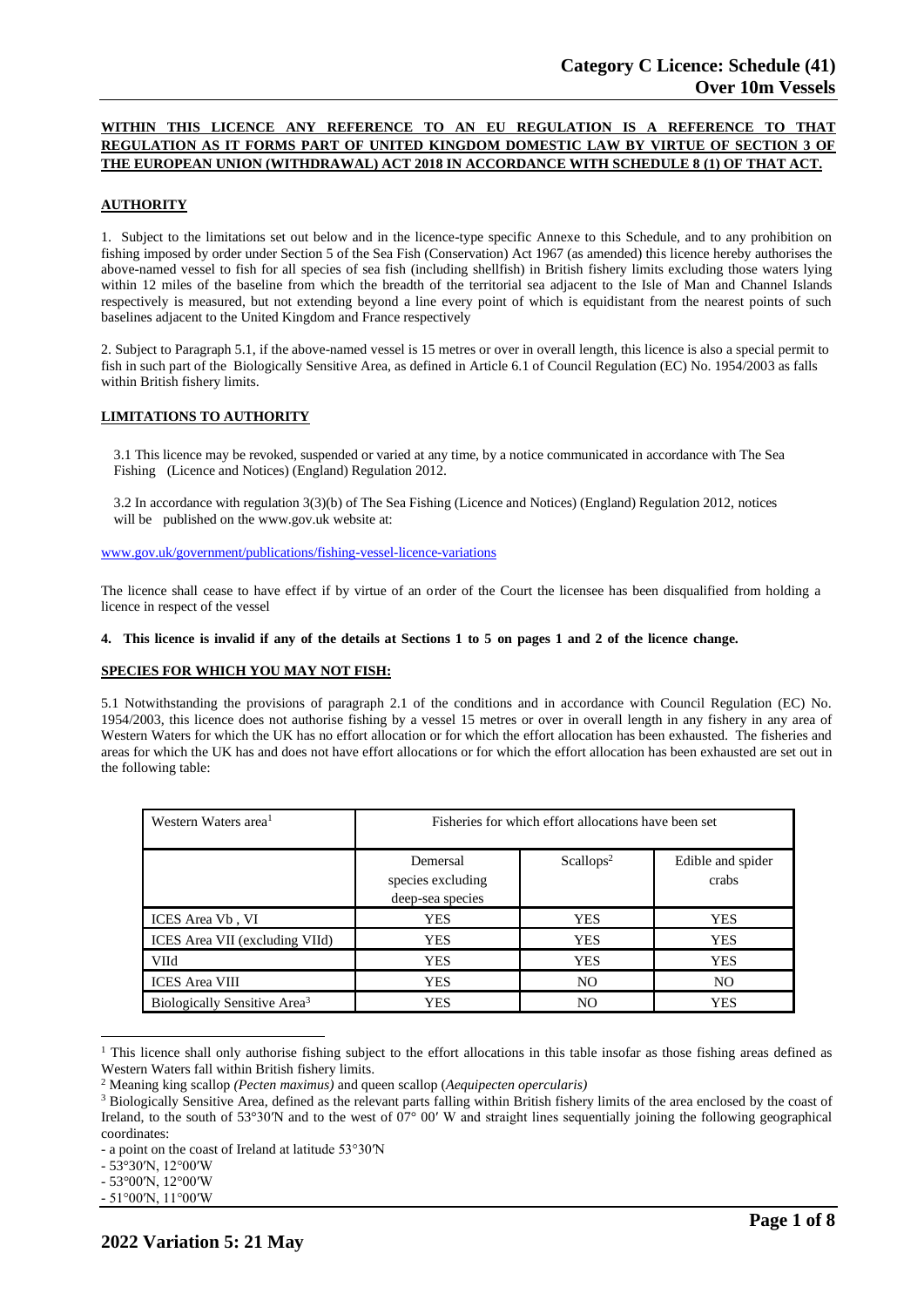**WITHIN THIS LICENCE ANY REFERENCE TO AN EU REGULATION IS A REFERENCE TO THAT REGULATION AS IT FORMS PART OF UNITED KINGDOM DOMESTIC LAW BY VIRTUE OF SECTION 3 OF THE EUROPEAN UNION (WITHDRAWAL) ACT 2018 IN ACCORDANCE WITH SCHEDULE 8 (1) OF THAT ACT.**

## AUTHORITY

1. Subject to the limitations set out below and in the licence-type specific Annexe to this Schedule, and to any prohibition on fishing imposed by order under Section 5 of the Sea Fish (Conservation) Act 1967 (as amended) this licence hereby authorises the above-named vessel to fish for all species of sea fish (including shellfish) in British fishery limits excluding those waters lying within 12 miles of the baseline from which the breadth of the territorial sea adjacent to the Isle of Man and Channel Islands respectively is measured, but not extending beyond a line every point of which is equidistant from the nearest points of such baselines adjacent to the United Kingdom and France respectively

2. Subject to Paragraph 5.1, if the above-named vessel is 15 metres or over in overall length, this licence is also a special permit to fish in such part of the Biologically Sensitive Area, as defined in Article 6.1 of Council Regulation (EC) No. 1954/2003 as falls within British fishery limits.

## LIMITATIONS TO AUTHORITY

3.1 This licence may be revoked, suspended or varied at any time, by a notice communicated in accordance with The Sea Fishing (Licence and Notices) (England) Regulation 2012.

3.2 In accordance with regulation 3(3)(b) of The Sea Fishing (Licence and Notices) (England) Regulation 2012, notices will be published on the www.gov.uk website at:

www.gov.uk/government/publications/fishing-vessel-licence-variations

The licence shall cease to have effect if by virtue of an order of the Court the licensee has been disqualified from holding a licence in respect of the vessel

**4. This licence is invalid if any of the details at Sections 1 to 5 on pages 1 and 2 of the licence change.**

## SPECIES FOR WHICH YOU MAY NOT FISH:

5.1 Notwithstanding the provisions of paragraph 2.1 of the conditions and in accordance with Council Regulation (EC) No. 1954/2003, this licence does not authorise fishing by a vessel 15 metres or over in overall length in any fishery in any area of Western Waters for which the UK has no effort allocation or for which the effort allocation has been exhausted. The fisheries and areas for which the UK has and does not have effort allocations or for which the effort allocation has been exhausted are set out in the following table:

| Western Waters area[1] | Fisheries for which effort allocations have been set | | |
|---|---|---|---|
| | Demersal species excluding deep-sea species | Scallops[2] | Edible and spider crabs |
| ICES Area Vb , VI | YES | YES | YES |
| ICES Area VII (excluding VIId) | YES | YES | YES |
| VIId | YES | YES | YES |
| ICES Area VIII | YES | NO | NO |
| Biologically Sensitive Area[3] | YES | NO | YES |

[1] This licence shall only authorise fishing subject to the effort allocations in this table insofar as those fishing areas defined as Western Waters fall within British fishery limits.

[2] Meaning king scallop *(Pecten maximus)* and queen scallop (*Aequipecten opercularis)*

[3] Biologically Sensitive Area, defined as the relevant parts falling within British fishery limits of the area enclosed by the coast of Ireland, to the south of 53°30′N and to the west of 07° 00′ W and straight lines sequentially joining the following geographical coordinates:

- a point on the coast of Ireland at latitude 53°30′N
- 53°30′N, 12°00′W
- 53°00′N, 12°00′W
- 51°00′N, 11°00′W

2022 Variation 5: 21 May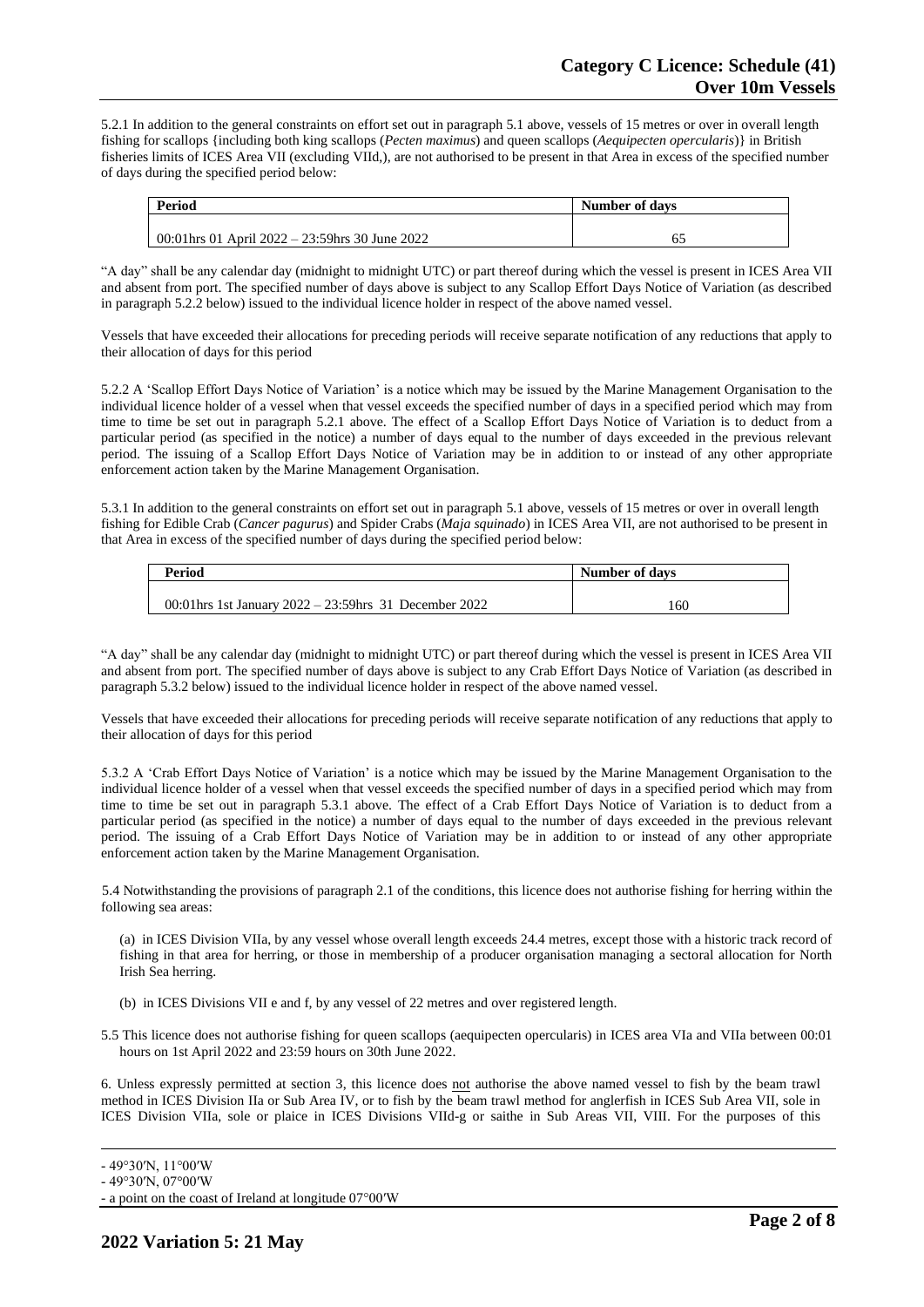5.2.1 In addition to the general constraints on effort set out in paragraph 5.1 above, vessels of 15 metres or over in overall length fishing for scallops {including both king scallops (*Pecten maximus*) and queen scallops (*Aequipecten opercularis*)} in British fisheries limits of ICES Area VII (excluding VIId,), are not authorised to be present in that Area in excess of the specified number of days during the specified period below:

| Period | Number of days |
|---|---|
| 00:01hrs 01 April 2022 – 23:59hrs 30 June 2022 | 65 |

"A day" shall be any calendar day (midnight to midnight UTC) or part thereof during which the vessel is present in ICES Area VII and absent from port. The specified number of days above is subject to any Scallop Effort Days Notice of Variation (as described in paragraph 5.2.2 below) issued to the individual licence holder in respect of the above named vessel.

Vessels that have exceeded their allocations for preceding periods will receive separate notification of any reductions that apply to their allocation of days for this period

5.2.2 A 'Scallop Effort Days Notice of Variation' is a notice which may be issued by the Marine Management Organisation to the individual licence holder of a vessel when that vessel exceeds the specified number of days in a specified period which may from time to time be set out in paragraph 5.2.1 above. The effect of a Scallop Effort Days Notice of Variation is to deduct from a particular period (as specified in the notice) a number of days equal to the number of days exceeded in the previous relevant period. The issuing of a Scallop Effort Days Notice of Variation may be in addition to or instead of any other appropriate enforcement action taken by the Marine Management Organisation.

5.3.1 In addition to the general constraints on effort set out in paragraph 5.1 above, vessels of 15 metres or over in overall length fishing for Edible Crab (*Cancer pagurus*) and Spider Crabs (*Maja squinado*) in ICES Area VII, are not authorised to be present in that Area in excess of the specified number of days during the specified period below:

| Period | Number of days |
|---|---|
| 00:01hrs 1st January 2022 – 23:59hrs 31 December 2022 | 160 |

"A day" shall be any calendar day (midnight to midnight UTC) or part thereof during which the vessel is present in ICES Area VII and absent from port. The specified number of days above is subject to any Crab Effort Days Notice of Variation (as described in paragraph 5.3.2 below) issued to the individual licence holder in respect of the above named vessel.

Vessels that have exceeded their allocations for preceding periods will receive separate notification of any reductions that apply to their allocation of days for this period

5.3.2 A 'Crab Effort Days Notice of Variation' is a notice which may be issued by the Marine Management Organisation to the individual licence holder of a vessel when that vessel exceeds the specified number of days in a specified period which may from time to time be set out in paragraph 5.3.1 above. The effect of a Crab Effort Days Notice of Variation is to deduct from a particular period (as specified in the notice) a number of days equal to the number of days exceeded in the previous relevant period. The issuing of a Crab Effort Days Notice of Variation may be in addition to or instead of any other appropriate enforcement action taken by the Marine Management Organisation.

5.4 Notwithstanding the provisions of paragraph 2.1 of the conditions, this licence does not authorise fishing for herring within the following sea areas:

(a) in ICES Division VIIa, by any vessel whose overall length exceeds 24.4 metres, except those with a historic track record of fishing in that area for herring, or those in membership of a producer organisation managing a sectoral allocation for North Irish Sea herring.

(b) in ICES Divisions VII e and f, by any vessel of 22 metres and over registered length.

5.5 This licence does not authorise fishing for queen scallops (aequipecten opercularis) in ICES area VIa and VIIa between 00:01 hours on 1st April 2022 and 23:59 hours on 30th June 2022.

6. Unless expressly permitted at section 3, this licence does not authorise the above named vessel to fish by the beam trawl method in ICES Division IIa or Sub Area IV, or to fish by the beam trawl method for anglerfish in ICES Sub Area VII, sole in ICES Division VIIa, sole or plaice in ICES Divisions VIId-g or saithe in Sub Areas VII, VIII. For the purposes of this

- 49°30′N, 11°00′W
- 49°30′N, 07°00′W
- a point on the coast of Ireland at longitude 07°00′W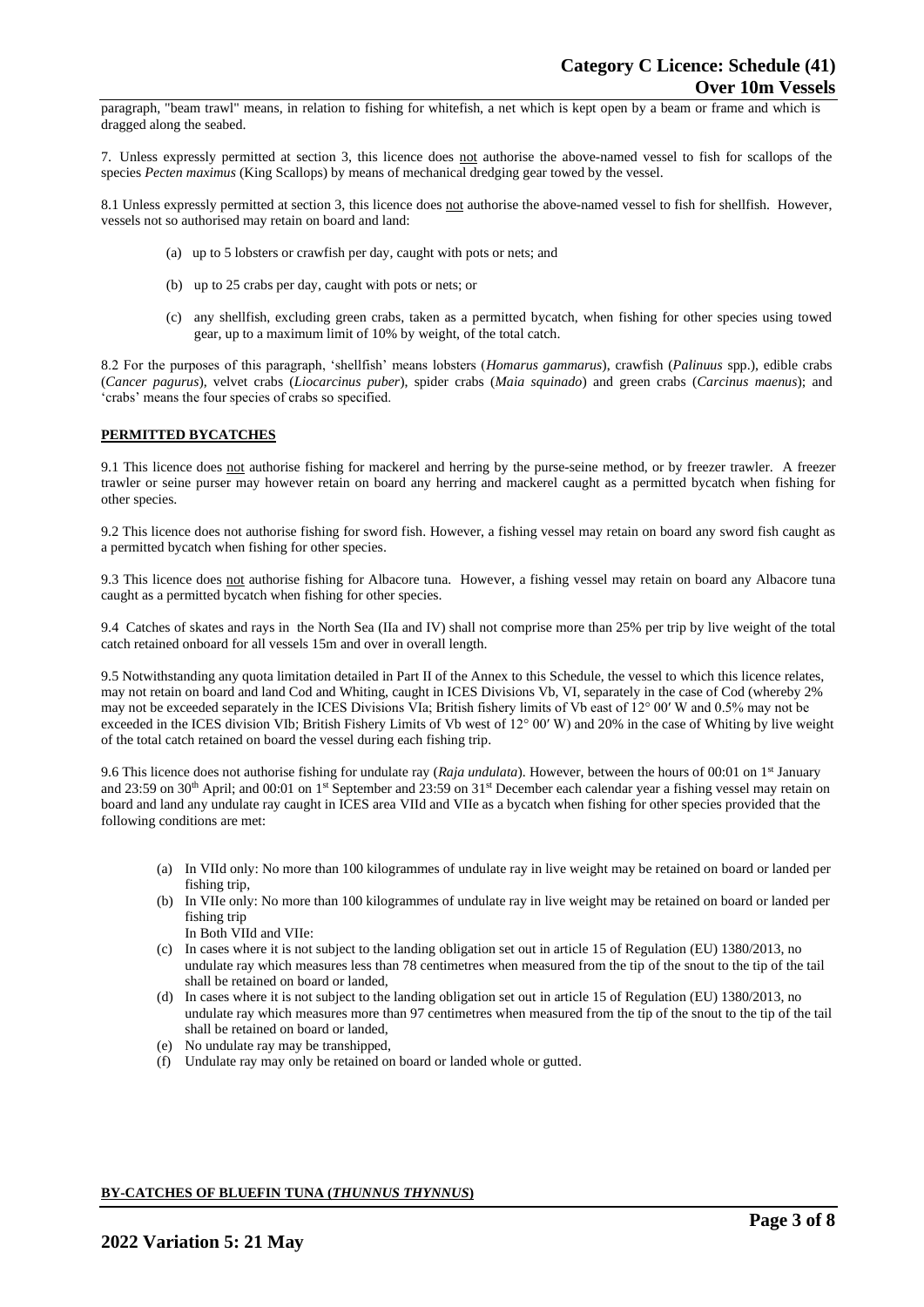paragraph, "beam trawl" means, in relation to fishing for whitefish, a net which is kept open by a beam or frame and which is dragged along the seabed.

7. Unless expressly permitted at section 3, this licence does not authorise the above-named vessel to fish for scallops of the species *Pecten maximus* (King Scallops) by means of mechanical dredging gear towed by the vessel.

8.1 Unless expressly permitted at section 3, this licence does not authorise the above-named vessel to fish for shellfish. However, vessels not so authorised may retain on board and land:

(a) up to 5 lobsters or crawfish per day, caught with pots or nets; and

(b) up to 25 crabs per day, caught with pots or nets; or

(c) any shellfish, excluding green crabs, taken as a permitted bycatch, when fishing for other species using towed gear, up to a maximum limit of 10% by weight, of the total catch.

8.2 For the purposes of this paragraph, 'shellfish' means lobsters (*Homarus gammarus*), crawfish (*Palinuus* spp.), edible crabs (*Cancer pagurus*), velvet crabs (*Liocarcinus puber*), spider crabs (*Maia squinado*) and green crabs (*Carcinus maenus*); and 'crabs' means the four species of crabs so specified.

**PERMITTED BYCATCHES**

9.1 This licence does not authorise fishing for mackerel and herring by the purse-seine method, or by freezer trawler. A freezer trawler or seine purser may however retain on board any herring and mackerel caught as a permitted bycatch when fishing for other species.

9.2 This licence does not authorise fishing for sword fish. However, a fishing vessel may retain on board any sword fish caught as a permitted bycatch when fishing for other species.

9.3 This licence does not authorise fishing for Albacore tuna. However, a fishing vessel may retain on board any Albacore tuna caught as a permitted bycatch when fishing for other species.

9.4 Catches of skates and rays in the North Sea (IIa and IV) shall not comprise more than 25% per trip by live weight of the total catch retained onboard for all vessels 15m and over in overall length.

9.5 Notwithstanding any quota limitation detailed in Part II of the Annex to this Schedule, the vessel to which this licence relates, may not retain on board and land Cod and Whiting, caught in ICES Divisions Vb, VI, separately in the case of Cod (whereby 2% may not be exceeded separately in the ICES Divisions VIa; British fishery limits of Vb east of 12° 00′ W and 0.5% may not be exceeded in the ICES division VIb; British Fishery Limits of Vb west of 12° 00′ W) and 20% in the case of Whiting by live weight of the total catch retained on board the vessel during each fishing trip.

9.6 This licence does not authorise fishing for undulate ray (*Raja undulata*). However, between the hours of 00:01 on 1st January and 23:59 on 30th April; and 00:01 on 1st September and 23:59 on 31st December each calendar year a fishing vessel may retain on board and land any undulate ray caught in ICES area VIId and VIIe as a bycatch when fishing for other species provided that the following conditions are met:

(a) In VIId only: No more than 100 kilogrammes of undulate ray in live weight may be retained on board or landed per fishing trip,

(b) In VIIe only: No more than 100 kilogrammes of undulate ray in live weight may be retained on board or landed per fishing trip

In Both VIId and VIIe:

(c) In cases where it is not subject to the landing obligation set out in article 15 of Regulation (EU) 1380/2013, no undulate ray which measures less than 78 centimetres when measured from the tip of the snout to the tip of the tail shall be retained on board or landed,

(d) In cases where it is not subject to the landing obligation set out in article 15 of Regulation (EU) 1380/2013, no undulate ray which measures more than 97 centimetres when measured from the tip of the snout to the tip of the tail shall be retained on board or landed,

(e) No undulate ray may be transhipped,

(f) Undulate ray may only be retained on board or landed whole or gutted.

**BY-CATCHES OF BLUEFIN TUNA (*THUNNUS THYNNUS*)**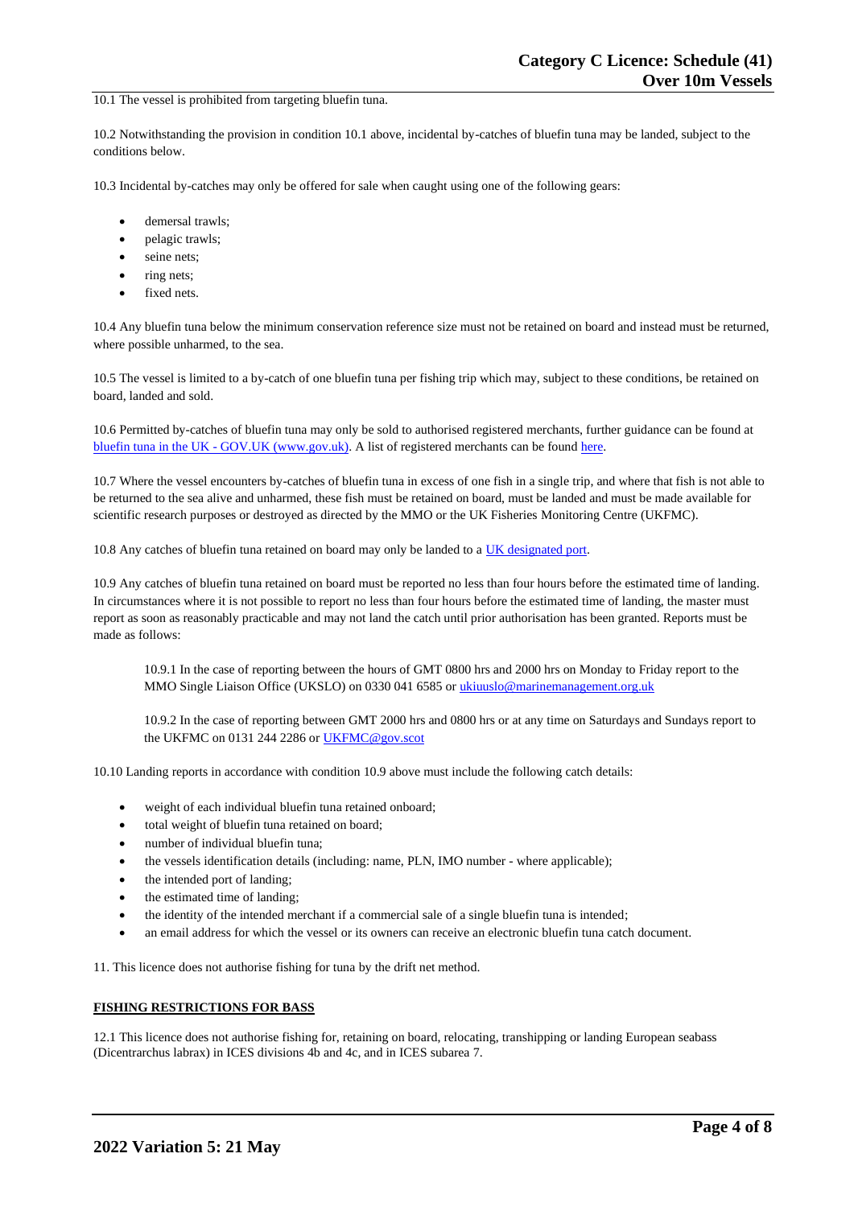10.1 The vessel is prohibited from targeting bluefin tuna.

10.2 Notwithstanding the provision in condition 10.1 above, incidental by-catches of bluefin tuna may be landed, subject to the conditions below.

10.3 Incidental by-catches may only be offered for sale when caught using one of the following gears:

- demersal trawls;
- pelagic trawls;
- seine nets;
- ring nets;
- fixed nets.

10.4 Any bluefin tuna below the minimum conservation reference size must not be retained on board and instead must be returned, where possible unharmed, to the sea.

10.5 The vessel is limited to a by-catch of one bluefin tuna per fishing trip which may, subject to these conditions, be retained on board, landed and sold.

10.6 Permitted by-catches of bluefin tuna may only be sold to authorised registered merchants, further guidance can be found at bluefin tuna in the UK - GOV.UK (www.gov.uk). A list of registered merchants can be found here.

10.7 Where the vessel encounters by-catches of bluefin tuna in excess of one fish in a single trip, and where that fish is not able to be returned to the sea alive and unharmed, these fish must be retained on board, must be landed and must be made available for scientific research purposes or destroyed as directed by the MMO or the UK Fisheries Monitoring Centre (UKFMC).

10.8 Any catches of bluefin tuna retained on board may only be landed to a UK designated port.

10.9 Any catches of bluefin tuna retained on board must be reported no less than four hours before the estimated time of landing. In circumstances where it is not possible to report no less than four hours before the estimated time of landing, the master must report as soon as reasonably practicable and may not land the catch until prior authorisation has been granted. Reports must be made as follows:

> 10.9.1 In the case of reporting between the hours of GMT 0800 hrs and 2000 hrs on Monday to Friday report to the MMO Single Liaison Office (UKSLO) on 0330 041 6585 or ukiuuslo@marinemanagement.org.uk
>
> 10.9.2 In the case of reporting between GMT 2000 hrs and 0800 hrs or at any time on Saturdays and Sundays report to the UKFMC on 0131 244 2286 or UKFMC@gov.scot

10.10 Landing reports in accordance with condition 10.9 above must include the following catch details:

- weight of each individual bluefin tuna retained onboard;
- total weight of bluefin tuna retained on board;
- number of individual bluefin tuna;
- the vessels identification details (including: name, PLN, IMO number - where applicable);
- the intended port of landing;
- the estimated time of landing;
- the identity of the intended merchant if a commercial sale of a single bluefin tuna is intended;
- an email address for which the vessel or its owners can receive an electronic bluefin tuna catch document.

11. This licence does not authorise fishing for tuna by the drift net method.

## FISHING RESTRICTIONS FOR BASS

12.1 This licence does not authorise fishing for, retaining on board, relocating, transhipping or landing European seabass (Dicentrarchus labrax) in ICES divisions 4b and 4c, and in ICES subarea 7.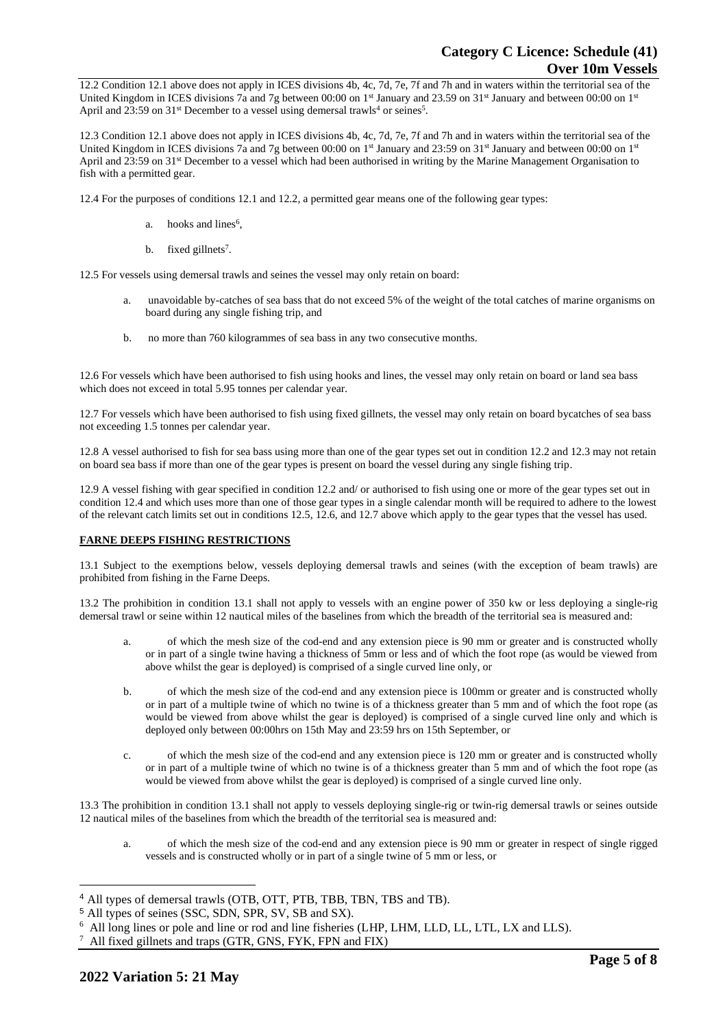12.2 Condition 12.1 above does not apply in ICES divisions 4b, 4c, 7d, 7e, 7f and 7h and in waters within the territorial sea of the United Kingdom in ICES divisions 7a and 7g between 00:00 on 1st January and 23.59 on 31st January and between 00:00 on 1st April and 23:59 on 31st December to a vessel using demersal trawls[4] or seines[5].

12.3 Condition 12.1 above does not apply in ICES divisions 4b, 4c, 7d, 7e, 7f and 7h and in waters within the territorial sea of the United Kingdom in ICES divisions 7a and 7g between 00:00 on 1st January and 23:59 on 31st January and between 00:00 on 1st April and 23:59 on 31st December to a vessel which had been authorised in writing by the Marine Management Organisation to fish with a permitted gear.

12.4 For the purposes of conditions 12.1 and 12.2, a permitted gear means one of the following gear types:

a. hooks and lines[6],

b. fixed gillnets[7].

12.5 For vessels using demersal trawls and seines the vessel may only retain on board:

a. unavoidable by-catches of sea bass that do not exceed 5% of the weight of the total catches of marine organisms on board during any single fishing trip, and

b. no more than 760 kilogrammes of sea bass in any two consecutive months.

12.6 For vessels which have been authorised to fish using hooks and lines, the vessel may only retain on board or land sea bass which does not exceed in total 5.95 tonnes per calendar year.

12.7 For vessels which have been authorised to fish using fixed gillnets, the vessel may only retain on board bycatches of sea bass not exceeding 1.5 tonnes per calendar year.

12.8 A vessel authorised to fish for sea bass using more than one of the gear types set out in condition 12.2 and 12.3 may not retain on board sea bass if more than one of the gear types is present on board the vessel during any single fishing trip.

12.9 A vessel fishing with gear specified in condition 12.2 and/ or authorised to fish using one or more of the gear types set out in condition 12.4 and which uses more than one of those gear types in a single calendar month will be required to adhere to the lowest of the relevant catch limits set out in conditions 12.5, 12.6, and 12.7 above which apply to the gear types that the vessel has used.

**FARNE DEEPS FISHING RESTRICTIONS**

13.1 Subject to the exemptions below, vessels deploying demersal trawls and seines (with the exception of beam trawls) are prohibited from fishing in the Farne Deeps.

13.2 The prohibition in condition 13.1 shall not apply to vessels with an engine power of 350 kw or less deploying a single-rig demersal trawl or seine within 12 nautical miles of the baselines from which the breadth of the territorial sea is measured and:

a. of which the mesh size of the cod-end and any extension piece is 90 mm or greater and is constructed wholly or in part of a single twine having a thickness of 5mm or less and of which the foot rope (as would be viewed from above whilst the gear is deployed) is comprised of a single curved line only, or

b. of which the mesh size of the cod-end and any extension piece is 100mm or greater and is constructed wholly or in part of a multiple twine of which no twine is of a thickness greater than 5 mm and of which the foot rope (as would be viewed from above whilst the gear is deployed) is comprised of a single curved line only and which is deployed only between 00:00hrs on 15th May and 23:59 hrs on 15th September, or

c. of which the mesh size of the cod-end and any extension piece is 120 mm or greater and is constructed wholly or in part of a multiple twine of which no twine is of a thickness greater than 5 mm and of which the foot rope (as would be viewed from above whilst the gear is deployed) is comprised of a single curved line only.

13.3 The prohibition in condition 13.1 shall not apply to vessels deploying single-rig or twin-rig demersal trawls or seines outside 12 nautical miles of the baselines from which the breadth of the territorial sea is measured and:

a. of which the mesh size of the cod-end and any extension piece is 90 mm or greater in respect of single rigged vessels and is constructed wholly or in part of a single twine of 5 mm or less, or

---

[4] All types of demersal trawls (OTB, OTT, PTB, TBB, TBN, TBS and TB).

[5] All types of seines (SSC, SDN, SPR, SV, SB and SX).

[6] All long lines or pole and line or rod and line fisheries (LHP, LHM, LLD, LL, LTL, LX and LLS).

[7] All fixed gillnets and traps (GTR, GNS, FYK, FPN and FIX)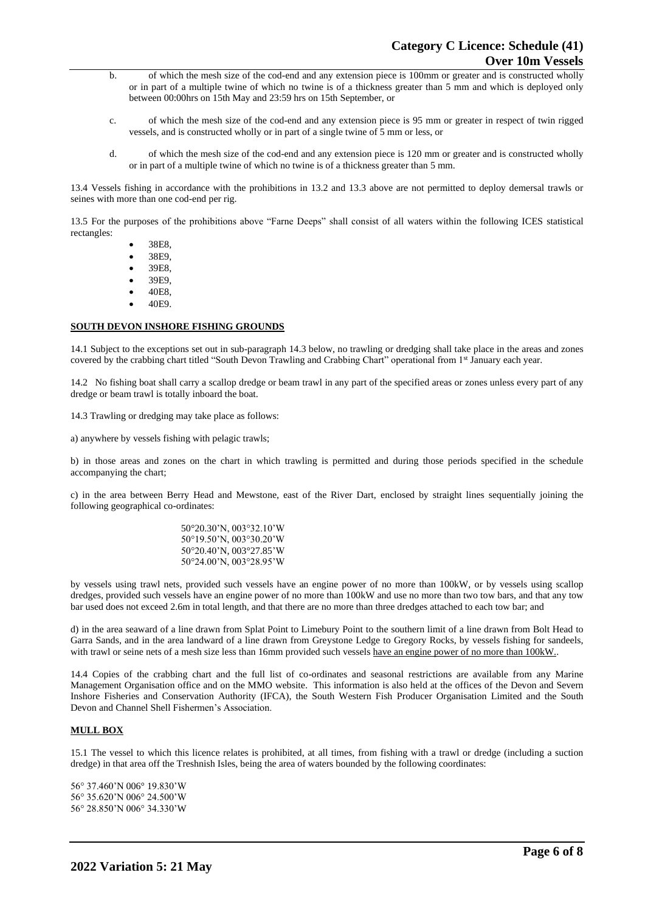b. of which the mesh size of the cod-end and any extension piece is 100mm or greater and is constructed wholly or in part of a multiple twine of which no twine is of a thickness greater than 5 mm and which is deployed only between 00:00hrs on 15th May and 23:59 hrs on 15th September, or

c. of which the mesh size of the cod-end and any extension piece is 95 mm or greater in respect of twin rigged vessels, and is constructed wholly or in part of a single twine of 5 mm or less, or

d. of which the mesh size of the cod-end and any extension piece is 120 mm or greater and is constructed wholly or in part of a multiple twine of which no twine is of a thickness greater than 5 mm.

13.4 Vessels fishing in accordance with the prohibitions in 13.2 and 13.3 above are not permitted to deploy demersal trawls or seines with more than one cod-end per rig.

13.5 For the purposes of the prohibitions above "Farne Deeps" shall consist of all waters within the following ICES statistical rectangles:

- 38E8,
- 38E9,
- 39E8,
- 39E9,
- 40E8,
- 40E9.

**SOUTH DEVON INSHORE FISHING GROUNDS**

14.1 Subject to the exceptions set out in sub-paragraph 14.3 below, no trawling or dredging shall take place in the areas and zones covered by the crabbing chart titled "South Devon Trawling and Crabbing Chart" operational from 1st January each year.

14.2 No fishing boat shall carry a scallop dredge or beam trawl in any part of the specified areas or zones unless every part of any dredge or beam trawl is totally inboard the boat.

14.3 Trawling or dredging may take place as follows:

a) anywhere by vessels fishing with pelagic trawls;

b) in those areas and zones on the chart in which trawling is permitted and during those periods specified in the schedule accompanying the chart;

c) in the area between Berry Head and Mewstone, east of the River Dart, enclosed by straight lines sequentially joining the following geographical co-ordinates:

50°20.30'N, 003°32.10'W
50°19.50'N, 003°30.20'W
50°20.40'N, 003°27.85'W
50°24.00'N, 003°28.95'W

by vessels using trawl nets, provided such vessels have an engine power of no more than 100kW, or by vessels using scallop dredges, provided such vessels have an engine power of no more than 100kW and use no more than two tow bars, and that any tow bar used does not exceed 2.6m in total length, and that there are no more than three dredges attached to each tow bar; and

d) in the area seaward of a line drawn from Splat Point to Limebury Point to the southern limit of a line drawn from Bolt Head to Garra Sands, and in the area landward of a line drawn from Greystone Ledge to Gregory Rocks, by vessels fishing for sandeels, with trawl or seine nets of a mesh size less than 16mm provided such vessels have an engine power of no more than 100kW..

14.4 Copies of the crabbing chart and the full list of co-ordinates and seasonal restrictions are available from any Marine Management Organisation office and on the MMO website. This information is also held at the offices of the Devon and Severn Inshore Fisheries and Conservation Authority (IFCA), the South Western Fish Producer Organisation Limited and the South Devon and Channel Shell Fishermen's Association.

**MULL BOX**

15.1 The vessel to which this licence relates is prohibited, at all times, from fishing with a trawl or dredge (including a suction dredge) in that area off the Treshnish Isles, being the area of waters bounded by the following coordinates:

56° 37.460'N 006° 19.830'W
56° 35.620'N 006° 24.500'W
56° 28.850'N 006° 34.330'W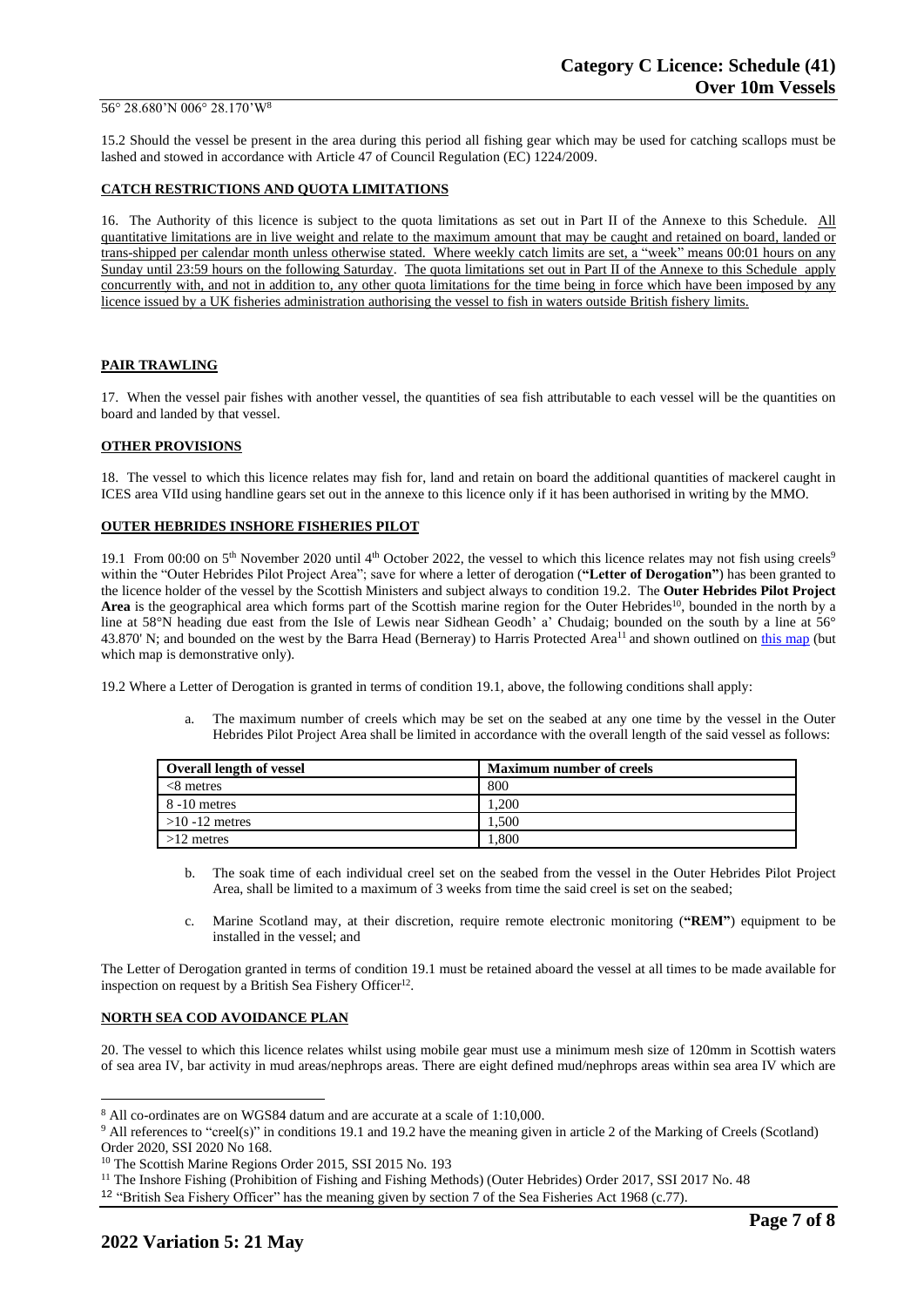56° 28.680'N 006° 28.170'W[8]

15.2 Should the vessel be present in the area during this period all fishing gear which may be used for catching scallops must be lashed and stowed in accordance with Article 47 of Council Regulation (EC) 1224/2009.

**CATCH RESTRICTIONS AND QUOTA LIMITATIONS**

16. The Authority of this licence is subject to the quota limitations as set out in Part II of the Annexe to this Schedule. All quantitative limitations are in live weight and relate to the maximum amount that may be caught and retained on board, landed or trans-shipped per calendar month unless otherwise stated. Where weekly catch limits are set, a "week" means 00:01 hours on any Sunday until 23:59 hours on the following Saturday. The quota limitations set out in Part II of the Annexe to this Schedule apply concurrently with, and not in addition to, any other quota limitations for the time being in force which have been imposed by any licence issued by a UK fisheries administration authorising the vessel to fish in waters outside British fishery limits.

**PAIR TRAWLING**

17. When the vessel pair fishes with another vessel, the quantities of sea fish attributable to each vessel will be the quantities on board and landed by that vessel.

**OTHER PROVISIONS**

18. The vessel to which this licence relates may fish for, land and retain on board the additional quantities of mackerel caught in ICES area VIId using handline gears set out in the annexe to this licence only if it has been authorised in writing by the MMO.

**OUTER HEBRIDES INSHORE FISHERIES PILOT**

19.1 From 00:00 on 5th November 2020 until 4th October 2022, the vessel to which this licence relates may not fish using creels[9] within the "Outer Hebrides Pilot Project Area"; save for where a letter of derogation (**"Letter of Derogation"**) has been granted to the licence holder of the vessel by the Scottish Ministers and subject always to condition 19.2. The **Outer Hebrides Pilot Project Area** is the geographical area which forms part of the Scottish marine region for the Outer Hebrides[10], bounded in the north by a line at 58°N heading due east from the Isle of Lewis near Sidhean Geodh' a' Chudaig; bounded on the south by a line at 56° 43.870' N; and bounded on the west by the Barra Head (Berneray) to Harris Protected Area[11] and shown outlined on this map (but which map is demonstrative only).

19.2 Where a Letter of Derogation is granted in terms of condition 19.1, above, the following conditions shall apply:

a. The maximum number of creels which may be set on the seabed at any one time by the vessel in the Outer Hebrides Pilot Project Area shall be limited in accordance with the overall length of the said vessel as follows:

| Overall length of vessel | Maximum number of creels |
|---|---|
| <8 metres | 800 |
| 8 -10 metres | 1,200 |
| >10 -12 metres | 1,500 |
| >12 metres | 1,800 |

b. The soak time of each individual creel set on the seabed from the vessel in the Outer Hebrides Pilot Project Area, shall be limited to a maximum of 3 weeks from time the said creel is set on the seabed;

c. Marine Scotland may, at their discretion, require remote electronic monitoring (**"REM"**) equipment to be installed in the vessel; and

The Letter of Derogation granted in terms of condition 19.1 must be retained aboard the vessel at all times to be made available for inspection on request by a British Sea Fishery Officer[12].

**NORTH SEA COD AVOIDANCE PLAN**

20. The vessel to which this licence relates whilst using mobile gear must use a minimum mesh size of 120mm in Scottish waters of sea area IV, bar activity in mud areas/nephrops areas. There are eight defined mud/nephrops areas within sea area IV which are

---

[8] All co-ordinates are on WGS84 datum and are accurate at a scale of 1:10,000.

[9] All references to "creel(s)" in conditions 19.1 and 19.2 have the meaning given in article 2 of the Marking of Creels (Scotland) Order 2020, SSI 2020 No 168.

[10] The Scottish Marine Regions Order 2015, SSI 2015 No. 193

[11] The Inshore Fishing (Prohibition of Fishing and Fishing Methods) (Outer Hebrides) Order 2017, SSI 2017 No. 48

[12] "British Sea Fishery Officer" has the meaning given by section 7 of the Sea Fisheries Act 1968 (c.77).

**2022 Variation 5: 21 May**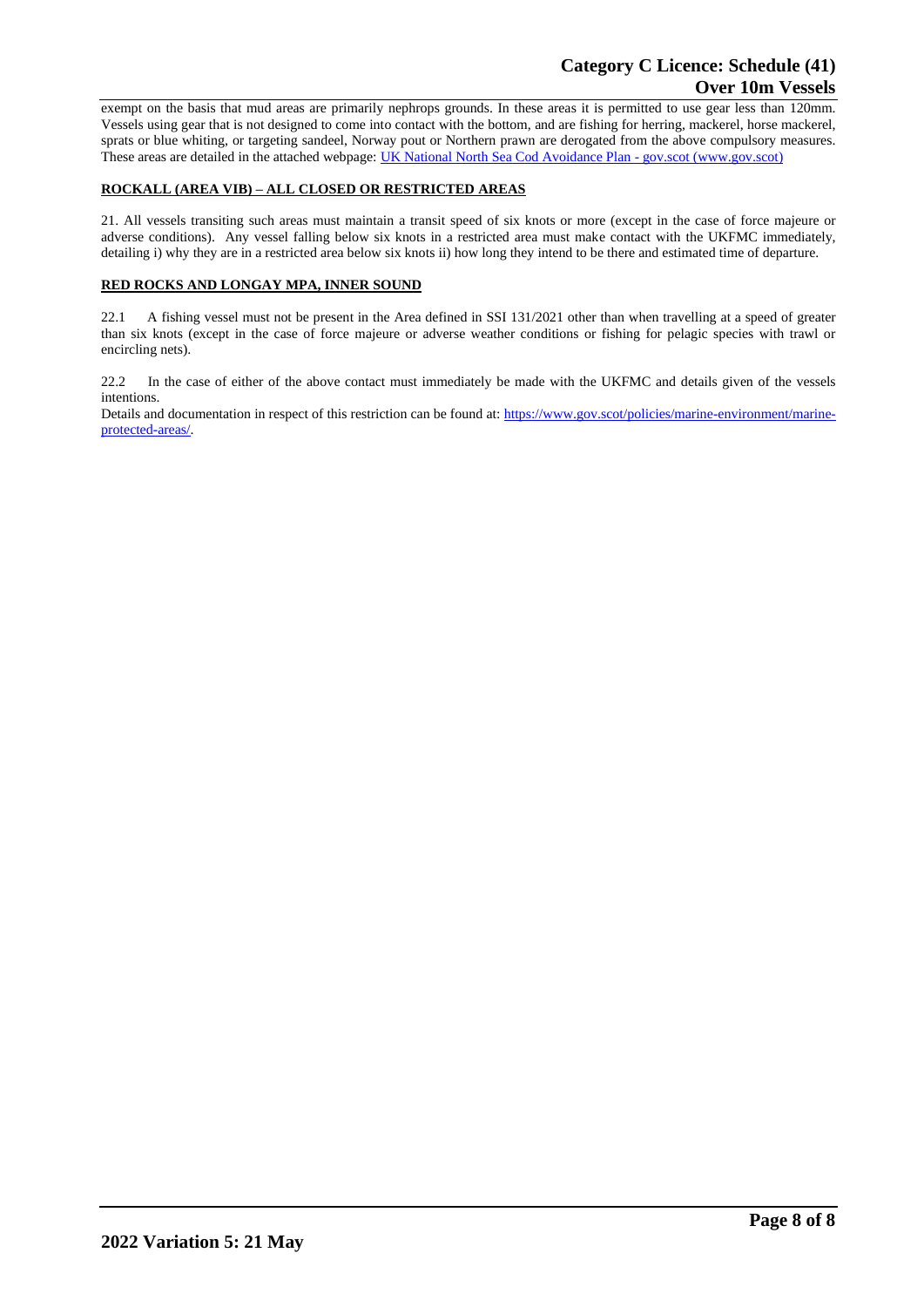exempt on the basis that mud areas are primarily nephrops grounds. In these areas it is permitted to use gear less than 120mm. Vessels using gear that is not designed to come into contact with the bottom, and are fishing for herring, mackerel, horse mackerel, sprats or blue whiting, or targeting sandeel, Norway pout or Northern prawn are derogated from the above compulsory measures. These areas are detailed in the attached webpage: [UK National North Sea Cod Avoidance Plan - gov.scot (www.gov.scot)](https://www.gov.scot)

**ROCKALL (AREA VIB) – ALL CLOSED OR RESTRICTED AREAS**

21. All vessels transiting such areas must maintain a transit speed of six knots or more (except in the case of force majeure or adverse conditions). Any vessel falling below six knots in a restricted area must make contact with the UKFMC immediately, detailing i) why they are in a restricted area below six knots ii) how long they intend to be there and estimated time of departure.

**RED ROCKS AND LONGAY MPA, INNER SOUND**

22.1 A fishing vessel must not be present in the Area defined in SSI 131/2021 other than when travelling at a speed of greater than six knots (except in the case of force majeure or adverse weather conditions or fishing for pelagic species with trawl or encircling nets).

22.2 In the case of either of the above contact must immediately be made with the UKFMC and details given of the vessels intentions.

Details and documentation in respect of this restriction can be found at: [https://www.gov.scot/policies/marine-environment/marine-protected-areas/](https://www.gov.scot/policies/marine-environment/marine-protected-areas/).